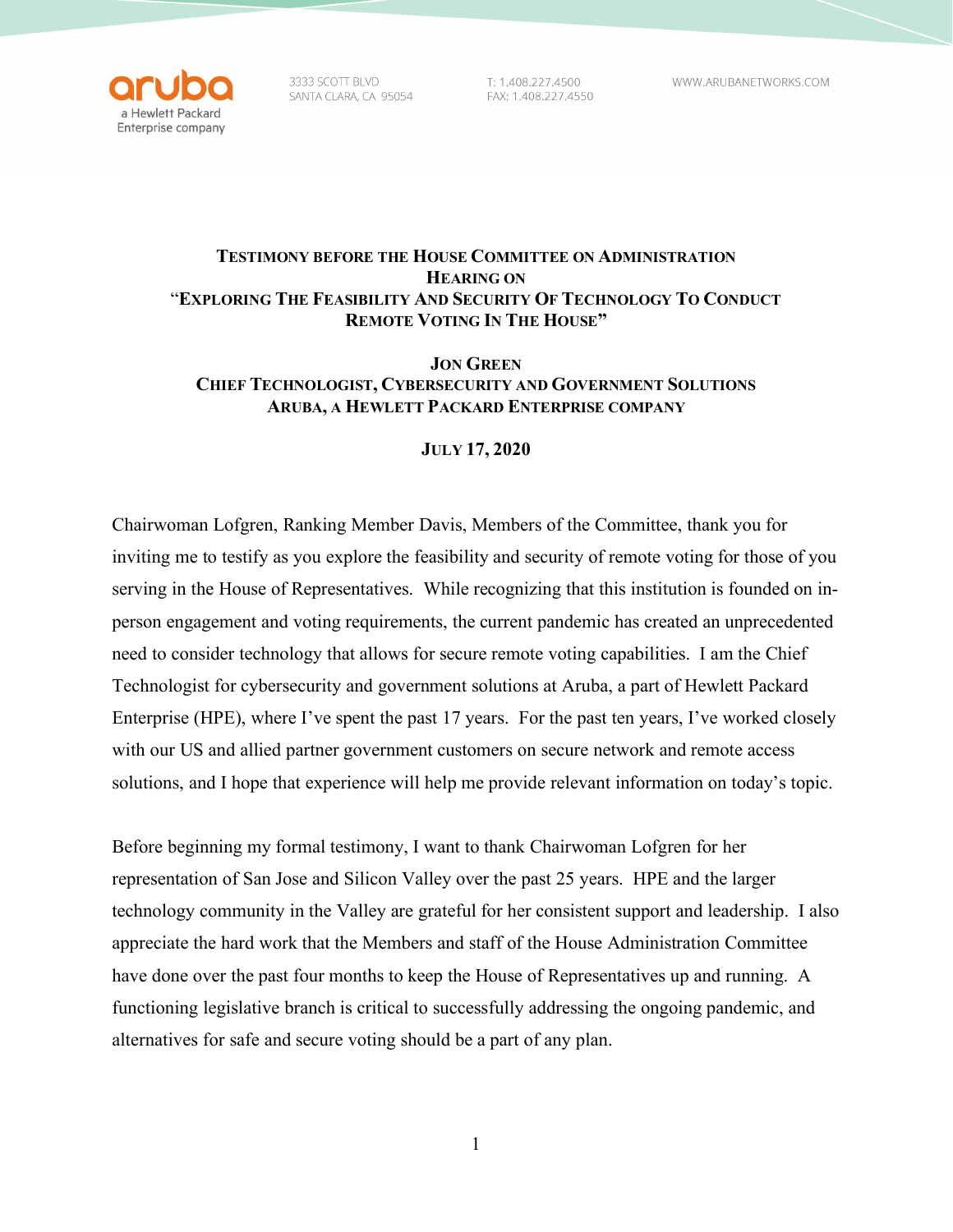aruba
a Hewlett Packard Enterprise company

3333 SCOTT BLVD
SANTA CLARA, CA 95054

T: 1.408.227.4500
FAX: 1.408.227.4550

WWW.ARUBANETWORKS.COM

**TESTIMONY BEFORE THE HOUSE COMMITTEE ON ADMINISTRATION**
**HEARING ON**
**"EXPLORING THE FEASIBILITY AND SECURITY OF TECHNOLOGY TO CONDUCT REMOTE VOTING IN THE HOUSE"**

**JON GREEN**
**CHIEF TECHNOLOGIST, CYBERSECURITY AND GOVERNMENT SOLUTIONS**
**ARUBA, A HEWLETT PACKARD ENTERPRISE COMPANY**

**JULY 17, 2020**

Chairwoman Lofgren, Ranking Member Davis, Members of the Committee, thank you for inviting me to testify as you explore the feasibility and security of remote voting for those of you serving in the House of Representatives. While recognizing that this institution is founded on in-person engagement and voting requirements, the current pandemic has created an unprecedented need to consider technology that allows for secure remote voting capabilities. I am the Chief Technologist for cybersecurity and government solutions at Aruba, a part of Hewlett Packard Enterprise (HPE), where I've spent the past 17 years. For the past ten years, I've worked closely with our US and allied partner government customers on secure network and remote access solutions, and I hope that experience will help me provide relevant information on today's topic.

Before beginning my formal testimony, I want to thank Chairwoman Lofgren for her representation of San Jose and Silicon Valley over the past 25 years. HPE and the larger technology community in the Valley are grateful for her consistent support and leadership. I also appreciate the hard work that the Members and staff of the House Administration Committee have done over the past four months to keep the House of Representatives up and running. A functioning legislative branch is critical to successfully addressing the ongoing pandemic, and alternatives for safe and secure voting should be a part of any plan.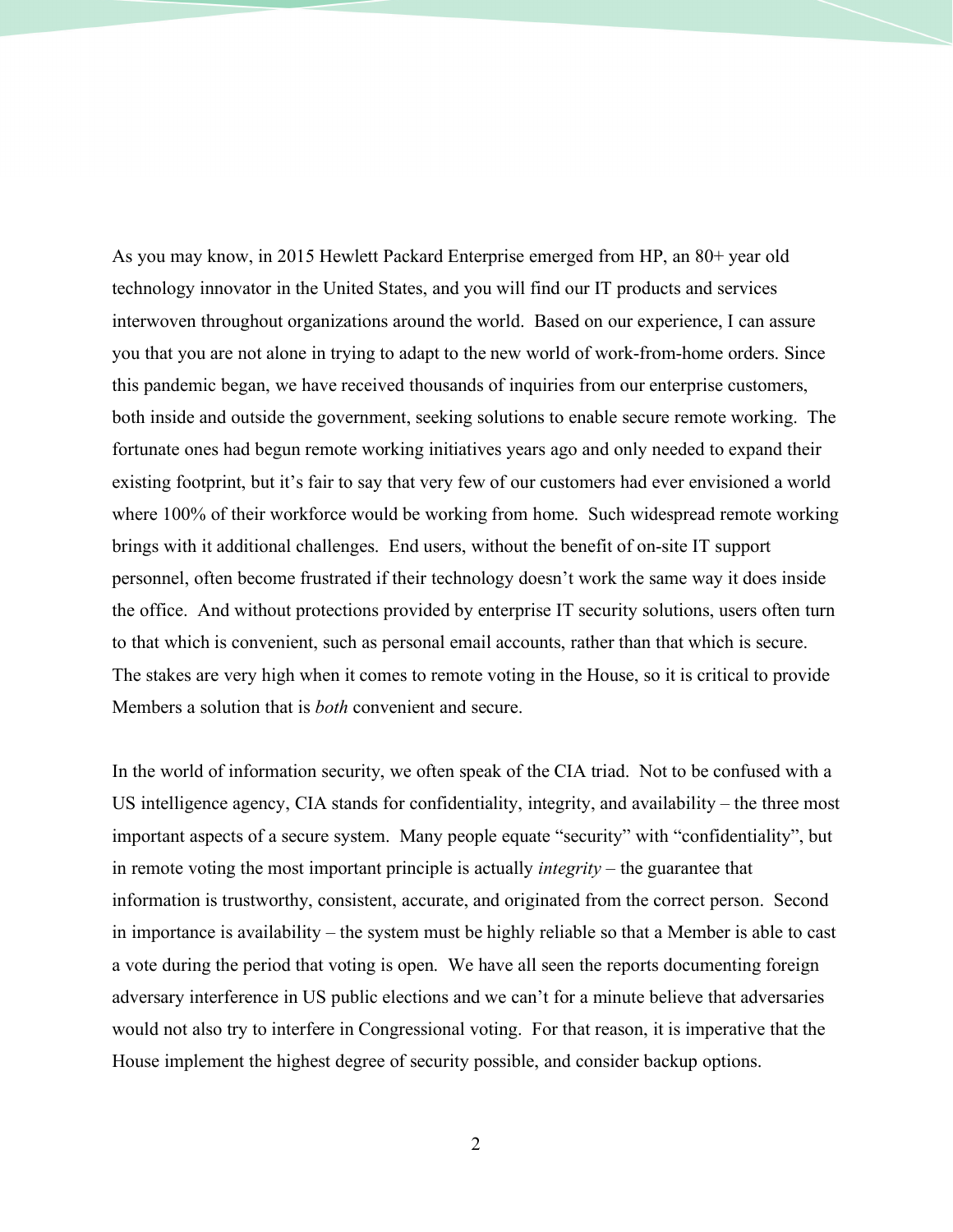As you may know, in 2015 Hewlett Packard Enterprise emerged from HP, an 80+ year old technology innovator in the United States, and you will find our IT products and services interwoven throughout organizations around the world. Based on our experience, I can assure you that you are not alone in trying to adapt to the new world of work-from-home orders. Since this pandemic began, we have received thousands of inquiries from our enterprise customers, both inside and outside the government, seeking solutions to enable secure remote working. The fortunate ones had begun remote working initiatives years ago and only needed to expand their existing footprint, but it's fair to say that very few of our customers had ever envisioned a world where 100% of their workforce would be working from home. Such widespread remote working brings with it additional challenges. End users, without the benefit of on-site IT support personnel, often become frustrated if their technology doesn't work the same way it does inside the office. And without protections provided by enterprise IT security solutions, users often turn to that which is convenient, such as personal email accounts, rather than that which is secure. The stakes are very high when it comes to remote voting in the House, so it is critical to provide Members a solution that is *both* convenient and secure.

In the world of information security, we often speak of the CIA triad. Not to be confused with a US intelligence agency, CIA stands for confidentiality, integrity, and availability – the three most important aspects of a secure system. Many people equate "security" with "confidentiality", but in remote voting the most important principle is actually *integrity* – the guarantee that information is trustworthy, consistent, accurate, and originated from the correct person. Second in importance is availability – the system must be highly reliable so that a Member is able to cast a vote during the period that voting is open. We have all seen the reports documenting foreign adversary interference in US public elections and we can't for a minute believe that adversaries would not also try to interfere in Congressional voting. For that reason, it is imperative that the House implement the highest degree of security possible, and consider backup options.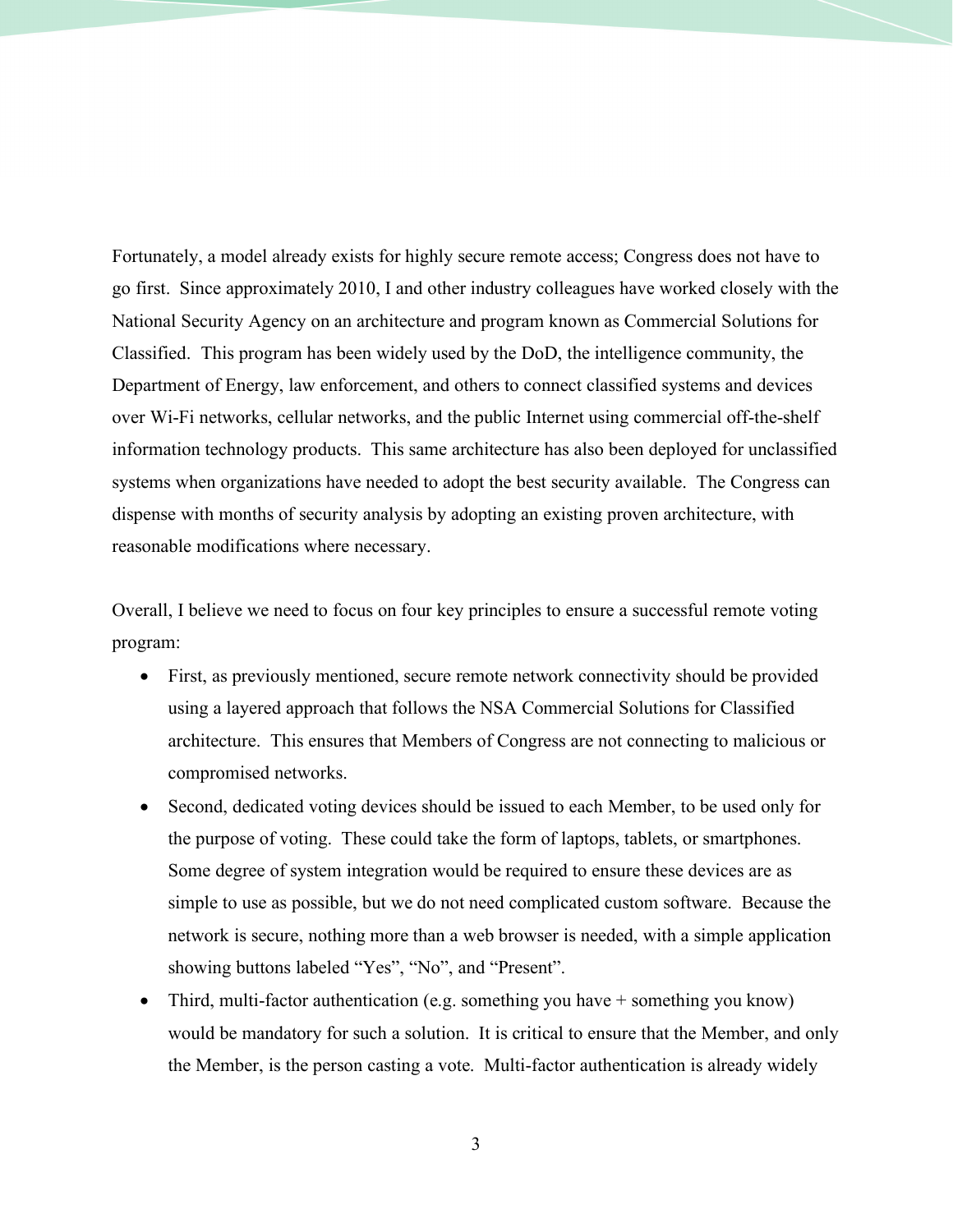Fortunately, a model already exists for highly secure remote access; Congress does not have to go first. Since approximately 2010, I and other industry colleagues have worked closely with the National Security Agency on an architecture and program known as Commercial Solutions for Classified. This program has been widely used by the DoD, the intelligence community, the Department of Energy, law enforcement, and others to connect classified systems and devices over Wi-Fi networks, cellular networks, and the public Internet using commercial off-the-shelf information technology products. This same architecture has also been deployed for unclassified systems when organizations have needed to adopt the best security available. The Congress can dispense with months of security analysis by adopting an existing proven architecture, with reasonable modifications where necessary.

Overall, I believe we need to focus on four key principles to ensure a successful remote voting program:

- First, as previously mentioned, secure remote network connectivity should be provided using a layered approach that follows the NSA Commercial Solutions for Classified architecture. This ensures that Members of Congress are not connecting to malicious or compromised networks.
- Second, dedicated voting devices should be issued to each Member, to be used only for the purpose of voting. These could take the form of laptops, tablets, or smartphones. Some degree of system integration would be required to ensure these devices are as simple to use as possible, but we do not need complicated custom software. Because the network is secure, nothing more than a web browser is needed, with a simple application showing buttons labeled "Yes", "No", and "Present".
- Third, multi-factor authentication (e.g. something you have + something you know) would be mandatory for such a solution. It is critical to ensure that the Member, and only the Member, is the person casting a vote. Multi-factor authentication is already widely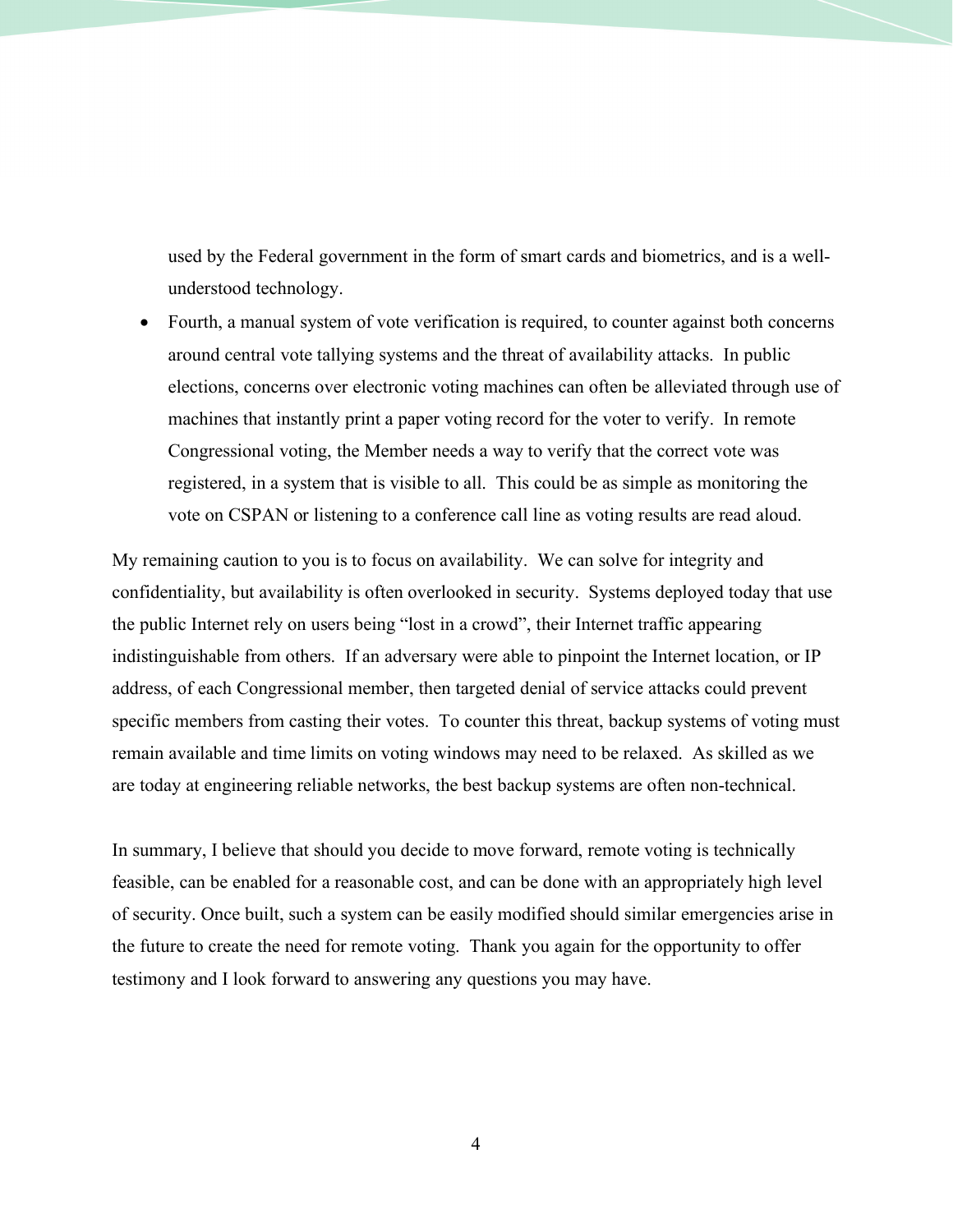used by the Federal government in the form of smart cards and biometrics, and is a well-understood technology.

- Fourth, a manual system of vote verification is required, to counter against both concerns around central vote tallying systems and the threat of availability attacks. In public elections, concerns over electronic voting machines can often be alleviated through use of machines that instantly print a paper voting record for the voter to verify. In remote Congressional voting, the Member needs a way to verify that the correct vote was registered, in a system that is visible to all. This could be as simple as monitoring the vote on CSPAN or listening to a conference call line as voting results are read aloud.

My remaining caution to you is to focus on availability. We can solve for integrity and confidentiality, but availability is often overlooked in security. Systems deployed today that use the public Internet rely on users being "lost in a crowd", their Internet traffic appearing indistinguishable from others. If an adversary were able to pinpoint the Internet location, or IP address, of each Congressional member, then targeted denial of service attacks could prevent specific members from casting their votes. To counter this threat, backup systems of voting must remain available and time limits on voting windows may need to be relaxed. As skilled as we are today at engineering reliable networks, the best backup systems are often non-technical.

In summary, I believe that should you decide to move forward, remote voting is technically feasible, can be enabled for a reasonable cost, and can be done with an appropriately high level of security. Once built, such a system can be easily modified should similar emergencies arise in the future to create the need for remote voting. Thank you again for the opportunity to offer testimony and I look forward to answering any questions you may have.